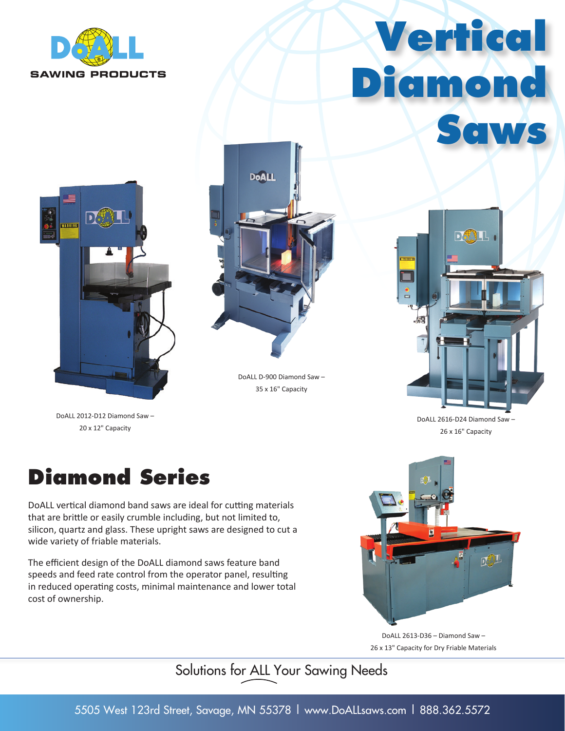DoALL SAWING PRODUCTS

# Vertical Diamond Saws

DoALL 2012-D12 Diamond Saw – 20 x 12" Capacity

DoALL D-900 Diamond Saw – 35 x 16" Capacity

DoALL 2616-D24 Diamond Saw – 26 x 16" Capacity

## Diamond Series

DoALL vertical diamond band saws are ideal for cutting materials that are brittle or easily crumble including, but not limited to, silicon, quartz and glass. These upright saws are designed to cut a wide variety of friable materials.

The efficient design of the DoALL diamond saws feature band speeds and feed rate control from the operator panel, resulting in reduced operating costs, minimal maintenance and lower total cost of ownership.

DoALL 2613-D36 – Diamond Saw – 26 x 13" Capacity for Dry Friable Materials

Solutions for ALL Your Sawing Needs

5505 West 123rd Street, Savage, MN 55378 | www.DoALLsaws.com | 888.362.5572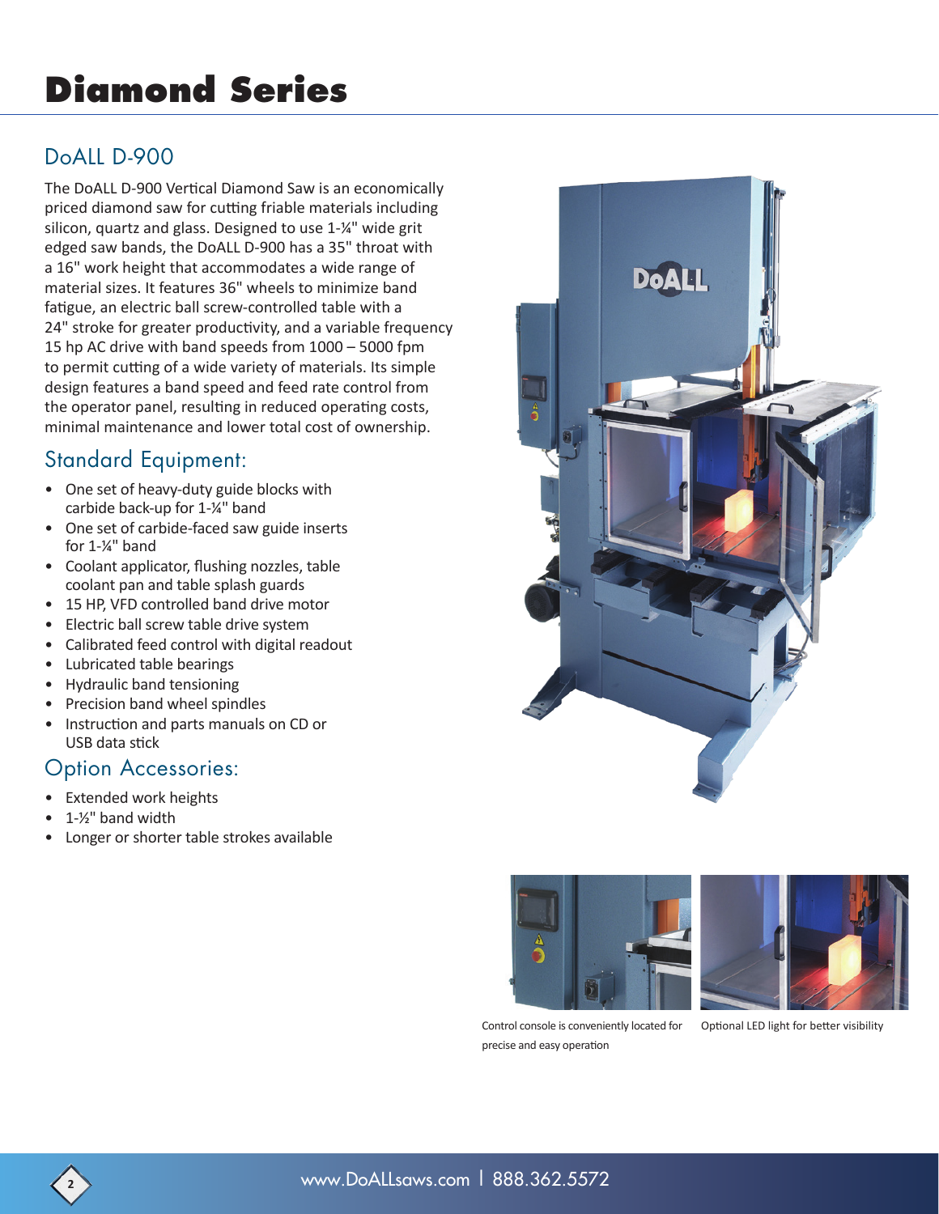# Diamond Series

## DoALL D-900

The DoALL D-900 Vertical Diamond Saw is an economically priced diamond saw for cutting friable materials including silicon, quartz and glass. Designed to use 1-¼" wide grit edged saw bands, the DoALL D-900 has a 35" throat with a 16" work height that accommodates a wide range of material sizes. It features 36" wheels to minimize band fatigue, an electric ball screw-controlled table with a 24" stroke for greater productivity, and a variable frequency 15 hp AC drive with band speeds from 1000 – 5000 fpm to permit cutting of a wide variety of materials. Its simple design features a band speed and feed rate control from the operator panel, resulting in reduced operating costs, minimal maintenance and lower total cost of ownership.

## Standard Equipment:

- One set of heavy-duty guide blocks with carbide back-up for 1-¼" band
- One set of carbide-faced saw guide inserts for 1-¼" band
- Coolant applicator, flushing nozzles, table coolant pan and table splash guards
- 15 HP, VFD controlled band drive motor
- Electric ball screw table drive system
- Calibrated feed control with digital readout
- Lubricated table bearings
- Hydraulic band tensioning
- Precision band wheel spindles
- Instruction and parts manuals on CD or USB data stick

## Option Accessories:

- Extended work heights
- 1-½" band width
- Longer or shorter table strokes available

Control console is conveniently located for precise and easy operation

Optional LED light for better visibility

www.DoALLsaws.com | 888.362.5572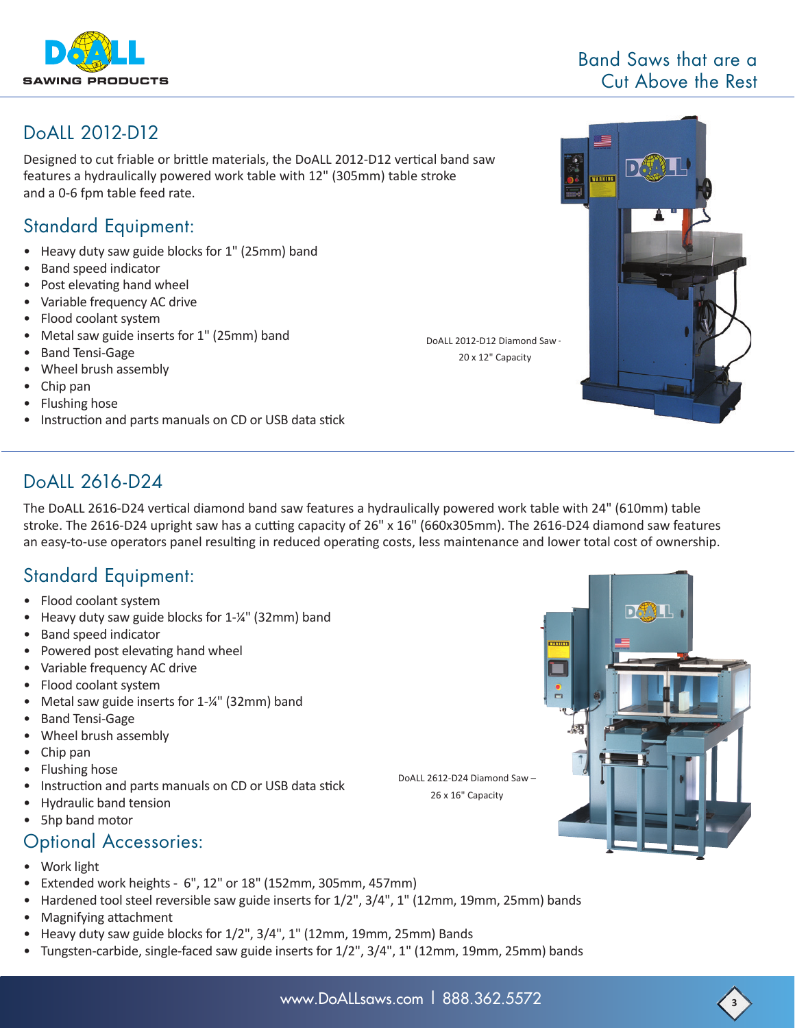## DoALL 2012-D12

Designed to cut friable or brittle materials, the DoALL 2012-D12 vertical band saw features a hydraulically powered work table with 12" (305mm) table stroke and a 0-6 fpm table feed rate.

### Standard Equipment:

- Heavy duty saw guide blocks for 1" (25mm) band
- Band speed indicator
- Post elevating hand wheel
- Variable frequency AC drive
- Flood coolant system
- Metal saw guide inserts for 1" (25mm) band
- Band Tensi-Gage
- Wheel brush assembly
- Chip pan
- Flushing hose
- Instruction and parts manuals on CD or USB data stick

DoALL 2012-D12 Diamond Saw - 20 x 12" Capacity

## DoALL 2616-D24

The DoALL 2616-D24 vertical diamond band saw features a hydraulically powered work table with 24" (610mm) table stroke. The 2616-D24 upright saw has a cutting capacity of 26" x 16" (660x305mm). The 2616-D24 diamond saw features an easy-to-use operators panel resulting in reduced operating costs, less maintenance and lower total cost of ownership.

### Standard Equipment:

- Flood coolant system
- Heavy duty saw guide blocks for 1-¼" (32mm) band
- Band speed indicator
- Powered post elevating hand wheel
- Variable frequency AC drive
- Flood coolant system
- Metal saw guide inserts for 1-¼" (32mm) band
- Band Tensi-Gage
- Wheel brush assembly
- Chip pan
- Flushing hose
- Instruction and parts manuals on CD or USB data stick
- Hydraulic band tension
- 5hp band motor

### Optional Accessories:

- Work light
- Extended work heights - 6", 12" or 18" (152mm, 305mm, 457mm)
- Hardened tool steel reversible saw guide inserts for 1/2", 3/4", 1" (12mm, 19mm, 25mm) bands
- Magnifying attachment
- Heavy duty saw guide blocks for 1/2", 3/4", 1" (12mm, 19mm, 25mm) Bands
- Tungsten-carbide, single-faced saw guide inserts for 1/2", 3/4", 1" (12mm, 19mm, 25mm) bands

DoALL 2612-D24 Diamond Saw – 26 x 16" Capacity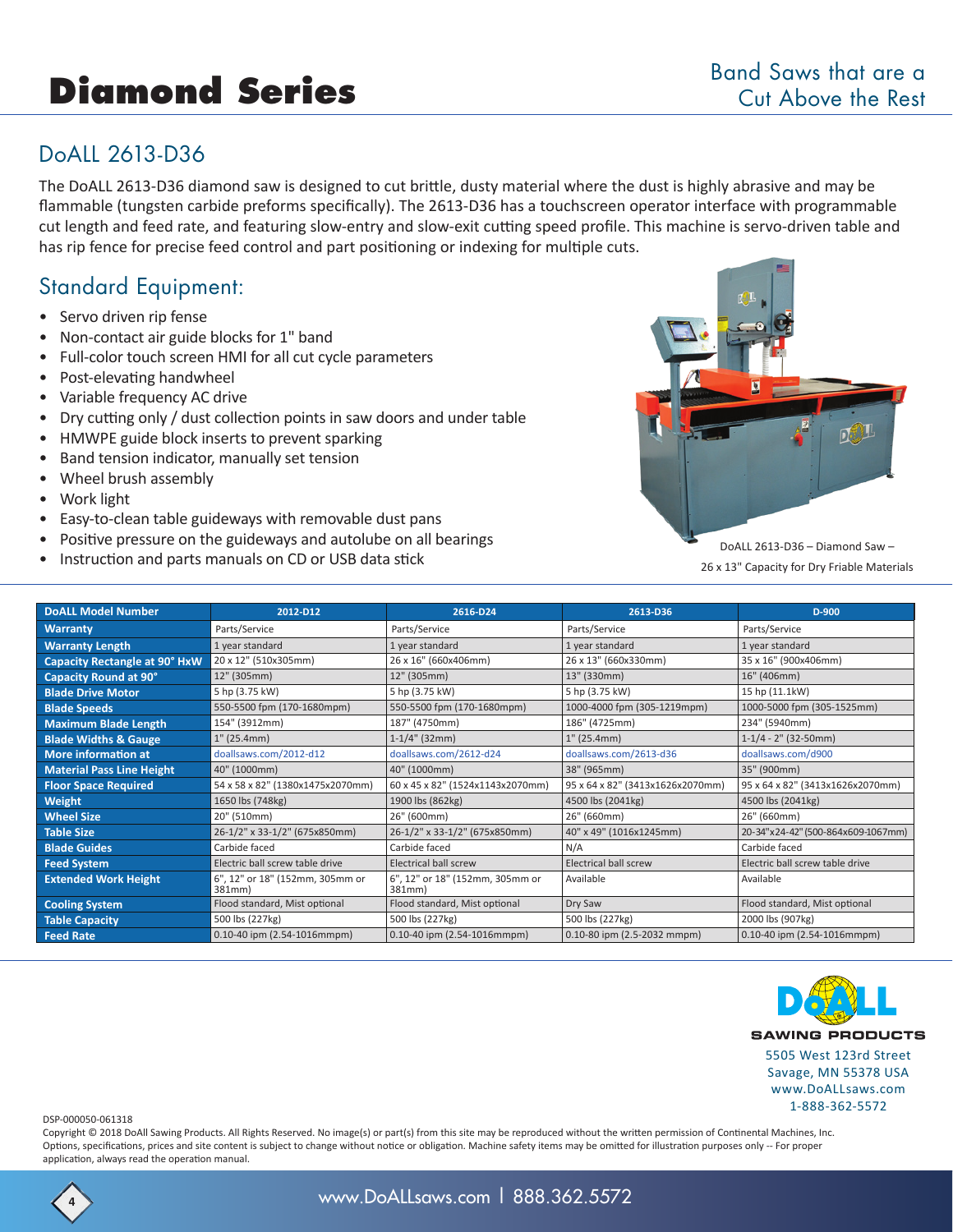# Diamond Series

Band Saws that are a Cut Above the Rest

## DoALL 2613-D36

The DoALL 2613-D36 diamond saw is designed to cut brittle, dusty material where the dust is highly abrasive and may be flammable (tungsten carbide preforms specifically). The 2613-D36 has a touchscreen operator interface with programmable cut length and feed rate, and featuring slow-entry and slow-exit cutting speed profile. This machine is servo-driven table and has rip fence for precise feed control and part positioning or indexing for multiple cuts.

## Standard Equipment:

- Servo driven rip fense
- Non-contact air guide blocks for 1" band
- Full-color touch screen HMI for all cut cycle parameters
- Post-elevating handwheel
- Variable frequency AC drive
- Dry cutting only / dust collection points in saw doors and under table
- HMWPE guide block inserts to prevent sparking
- Band tension indicator, manually set tension
- Wheel brush assembly
- Work light
- Easy-to-clean table guideways with removable dust pans
- Positive pressure on the guideways and autolube on all bearings
- Instruction and parts manuals on CD or USB data stick

DoALL 2613-D36 – Diamond Saw – 26 x 13" Capacity for Dry Friable Materials

| DoALL Model Number | 2012-D12 | 2616-D24 | 2613-D36 | D-900 |
|---|---|---|---|---|
| Warranty | Parts/Service | Parts/Service | Parts/Service | Parts/Service |
| Warranty Length | 1 year standard | 1 year standard | 1 year standard | 1 year standard |
| Capacity Rectangle at 90° HxW | 20 x 12" (510x305mm) | 26 x 16" (660x406mm) | 26 x 13" (660x330mm) | 35 x 16" (900x406mm) |
| Capacity Round at 90° | 12" (305mm) | 12" (305mm) | 13" (330mm) | 16" (406mm) |
| Blade Drive Motor | 5 hp (3.75 kW) | 5 hp (3.75 kW) | 5 hp (3.75 kW) | 15 hp (11.1kW) |
| Blade Speeds | 550-5500 fpm (170-1680mpm) | 550-5500 fpm (170-1680mpm) | 1000-4000 fpm (305-1219mpm) | 1000-5000 fpm (305-1525mm) |
| Maximum Blade Length | 154" (3912mm) | 187" (4750mm) | 186" (4725mm) | 234" (5940mm) |
| Blade Widths & Gauge | 1" (25.4mm) | 1-1/4" (32mm) | 1" (25.4mm) | 1-1/4 - 2" (32-50mm) |
| More information at | doallsaws.com/2012-d12 | doallsaws.com/2612-d24 | doallsaws.com/2613-d36 | doallsaws.com/d900 |
| Material Pass Line Height | 40" (1000mm) | 40" (1000mm) | 38" (965mm) | 35" (900mm) |
| Floor Space Required | 54 x 58 x 82" (1380x1475x2070mm) | 60 x 45 x 82" (1524x1143x2070mm) | 95 x 64 x 82" (3413x1626x2070mm) | 95 x 64 x 82" (3413x1626x2070mm) |
| Weight | 1650 lbs (748kg) | 1900 lbs (862kg) | 4500 lbs (2041kg) | 4500 lbs (2041kg) |
| Wheel Size | 20" (510mm) | 26" (600mm) | 26" (660mm) | 26" (660mm) |
| Table Size | 26-1/2" x 33-1/2" (675x850mm) | 26-1/2" x 33-1/2" (675x850mm) | 40" x 49" (1016x1245mm) | 20-34"x24-42" (500-864x609-1067mm) |
| Blade Guides | Carbide faced | Carbide faced | N/A | Carbide faced |
| Feed System | Electric ball screw table drive | Electrical ball screw | Electrical ball screw | Electric ball screw table drive |
| Extended Work Height | 6", 12" or 18" (152mm, 305mm or 381mm) | 6", 12" or 18" (152mm, 305mm or 381mm) | Available | Available |
| Cooling System | Flood standard, Mist optional | Flood standard, Mist optional | Dry Saw | Flood standard, Mist optional |
| Table Capacity | 500 lbs (227kg) | 500 lbs (227kg) | 500 lbs (227kg) | 2000 lbs (907kg) |
| Feed Rate | 0.10-40 ipm (2.54-1016mmpm) | 0.10-40 ipm (2.54-1016mmpm) | 0.10-80 ipm (2.5-2032 mmpm) | 0.10-40 ipm (2.54-1016mmpm) |

DoALL SAWING PRODUCTS
5505 West 123rd Street
Savage, MN 55378 USA
www.DoALLsaws.com
1-888-362-5572

DSP-000050-061318

Copyright © 2018 DoAll Sawing Products. All Rights Reserved. No image(s) or part(s) from this site may be reproduced without the written permission of Continental Machines, Inc. Options, specifications, prices and site content is subject to change without notice or obligation. Machine safety items may be omitted for illustration purposes only -- For proper application, always read the operation manual.

www.DoALLsaws.com | 888.362.5572